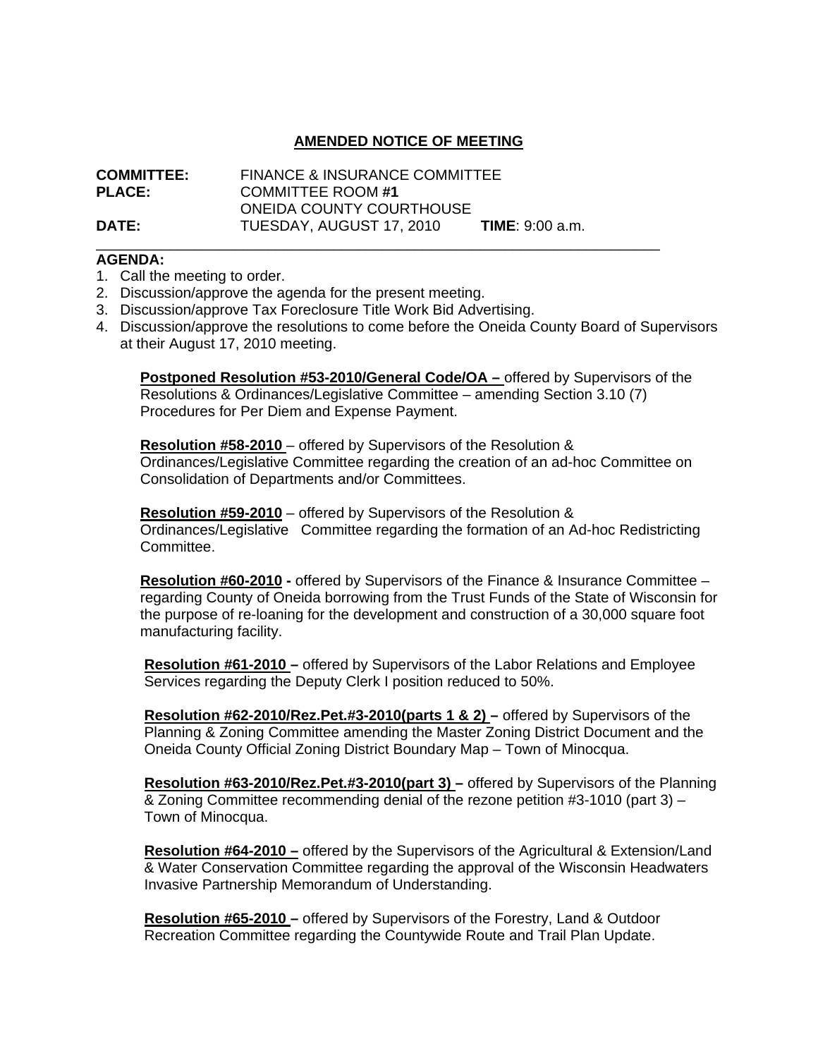# AMENDED NOTICE OF MEETING

**COMMITTEE:** FINANCE & INSURANCE COMMITTEE
**PLACE:** COMMITTEE ROOM **#1**
ONEIDA COUNTY COURTHOUSE
**DATE:** TUESDAY, AUGUST 17, 2010 **TIME**: 9:00 a.m.

---

**AGENDA:**

1. Call the meeting to order.
2. Discussion/approve the agenda for the present meeting.
3. Discussion/approve Tax Foreclosure Title Work Bid Advertising.
4. Discussion/approve the resolutions to come before the Oneida County Board of Supervisors at their August 17, 2010 meeting.

   **Postponed Resolution #53-2010/General Code/OA –** offered by Supervisors of the Resolutions & Ordinances/Legislative Committee – amending Section 3.10 (7) Procedures for Per Diem and Expense Payment.

   **Resolution #58-2010** – offered by Supervisors of the Resolution & Ordinances/Legislative Committee regarding the creation of an ad-hoc Committee on Consolidation of Departments and/or Committees.

   **Resolution #59-2010** – offered by Supervisors of the Resolution & Ordinances/Legislative Committee regarding the formation of an Ad-hoc Redistricting Committee.

   **Resolution #60-2010 -** offered by Supervisors of the Finance & Insurance Committee – regarding County of Oneida borrowing from the Trust Funds of the State of Wisconsin for the purpose of re-loaning for the development and construction of a 30,000 square foot manufacturing facility.

   **Resolution #61-2010 –** offered by Supervisors of the Labor Relations and Employee Services regarding the Deputy Clerk I position reduced to 50%.

   **Resolution #62-2010/Rez.Pet.#3-2010(parts 1 & 2) –** offered by Supervisors of the Planning & Zoning Committee amending the Master Zoning District Document and the Oneida County Official Zoning District Boundary Map – Town of Minocqua.

   **Resolution #63-2010/Rez.Pet.#3-2010(part 3) –** offered by Supervisors of the Planning & Zoning Committee recommending denial of the rezone petition #3-1010 (part 3) – Town of Minocqua.

   **Resolution #64-2010 –** offered by the Supervisors of the Agricultural & Extension/Land & Water Conservation Committee regarding the approval of the Wisconsin Headwaters Invasive Partnership Memorandum of Understanding.

   **Resolution #65-2010 –** offered by Supervisors of the Forestry, Land & Outdoor Recreation Committee regarding the Countywide Route and Trail Plan Update.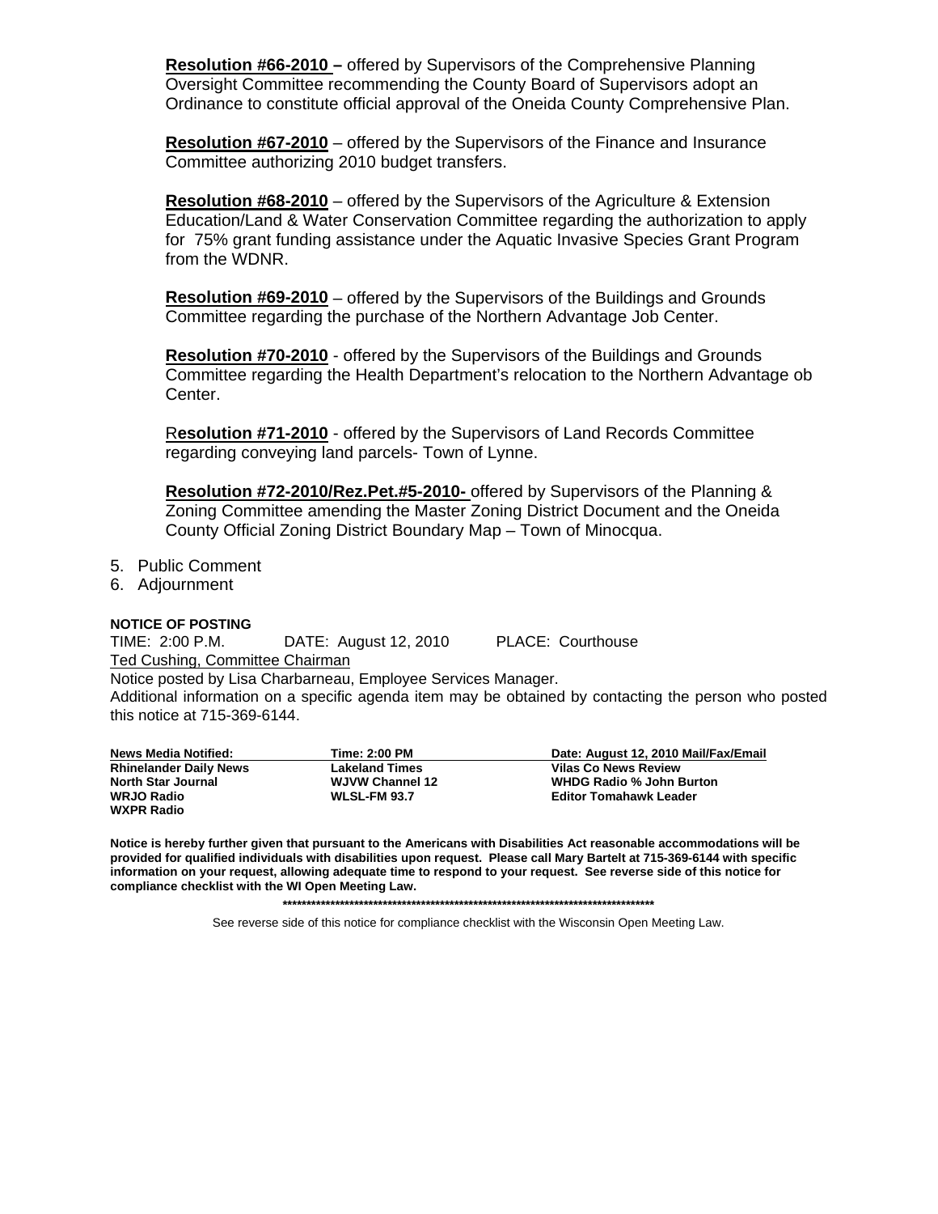**Resolution #66-2010 –** offered by Supervisors of the Comprehensive Planning Oversight Committee recommending the County Board of Supervisors adopt an Ordinance to constitute official approval of the Oneida County Comprehensive Plan.

**Resolution #67-2010** – offered by the Supervisors of the Finance and Insurance Committee authorizing 2010 budget transfers.

**Resolution #68-2010** – offered by the Supervisors of the Agriculture & Extension Education/Land & Water Conservation Committee regarding the authorization to apply for 75% grant funding assistance under the Aquatic Invasive Species Grant Program from the WDNR.

**Resolution #69-2010** – offered by the Supervisors of the Buildings and Grounds Committee regarding the purchase of the Northern Advantage Job Center.

**Resolution #70-2010** - offered by the Supervisors of the Buildings and Grounds Committee regarding the Health Department's relocation to the Northern Advantage ob Center.

R**esolution #71-2010** - offered by the Supervisors of Land Records Committee regarding conveying land parcels- Town of Lynne.

**Resolution #72-2010/Rez.Pet.#5-2010-** offered by Supervisors of the Planning & Zoning Committee amending the Master Zoning District Document and the Oneida County Official Zoning District Boundary Map – Town of Minocqua.

5. Public Comment
6. Adjournment

**NOTICE OF POSTING**

TIME: 2:00 P.M. DATE: August 12, 2010 PLACE: Courthouse

Ted Cushing, Committee Chairman

Notice posted by Lisa Charbarneau, Employee Services Manager.

Additional information on a specific agenda item may be obtained by contacting the person who posted this notice at 715-369-6144.

| News Media Notified: | Time: 2:00 PM | Date: August 12, 2010 Mail/Fax/Email |
|---|---|---|
| Rhinelander Daily News | Lakeland Times | Vilas Co News Review |
| North Star Journal | WJVW Channel 12 | WHDG Radio % John Burton |
| WRJO Radio | WLSL-FM 93.7 | Editor Tomahawk Leader |
| WXPR Radio | | |

**Notice is hereby further given that pursuant to the Americans with Disabilities Act reasonable accommodations will be provided for qualified individuals with disabilities upon request. Please call Mary Bartelt at 715-369-6144 with specific information on your request, allowing adequate time to respond to your request. See reverse side of this notice for compliance checklist with the WI Open Meeting Law.**

**********************************************************************************

See reverse side of this notice for compliance checklist with the Wisconsin Open Meeting Law.